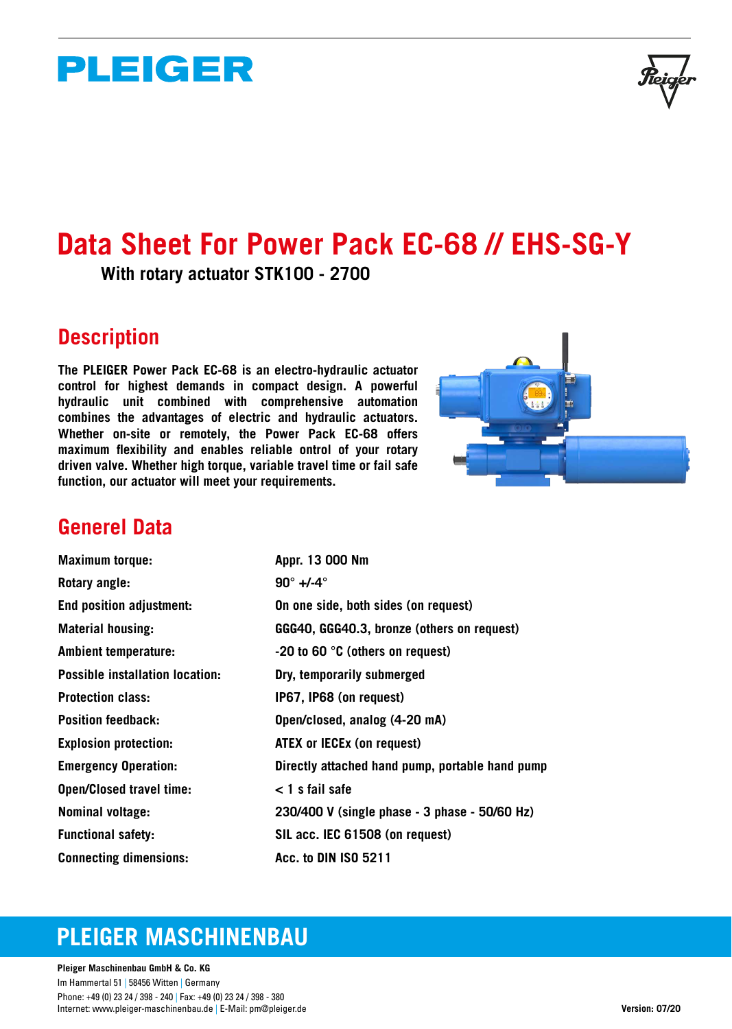# PLEIGER

# Data Sheet For Power Pack EC-68 // EHS-SG-Y

**With rotary actuator STK100 - 2700**

## Description

**The PLEIGER Power Pack EC-68 is an electro-hydraulic actuator control for highest demands in compact design. A powerful hydraulic unit combined with comprehensive automation combines the advantages of electric and hydraulic actuators. Whether on-site or remotely, the Power Pack EC-68 offers maximum flexibility and enables reliable ontrol of your rotary driven valve. Whether high torque, variable travel time or fail safe function, our actuator will meet your requirements.**

## Generel Data

| | |
|---|---|
| **Maximum torque:** | **Appr. 13 000 Nm** |
| **Rotary angle:** | **90° +/-4°** |
| **End position adjustment:** | **On one side, both sides (on request)** |
| **Material housing:** | **GGG40, GGG40.3, bronze (others on request)** |
| **Ambient temperature:** | **-20 to 60 °C (others on request)** |
| **Possible installation location:** | **Dry, temporarily submerged** |
| **Protection class:** | **IP67, IP68 (on request)** |
| **Position feedback:** | **Open/closed, analog (4-20 mA)** |
| **Explosion protection:** | **ATEX or IECEx (on request)** |
| **Emergency Operation:** | **Directly attached hand pump, portable hand pump** |
| **Open/Closed travel time:** | **< 1 s fail safe** |
| **Nominal voltage:** | **230/400 V (single phase - 3 phase - 50/60 Hz)** |
| **Functional safety:** | **SIL acc. IEC 61508 (on request)** |
| **Connecting dimensions:** | **Acc. to DIN ISO 5211** |

## PLEIGER MASCHINENBAU

**Pleiger Maschinenbau GmbH & Co. KG**
Im Hammertal 51 | 58456 Witten | Germany
Phone: +49 (0) 23 24 / 398 - 240 | Fax: +49 (0) 23 24 / 398 - 380
Internet: www.pleiger-maschinenbau.de | E-Mail: pm@pleiger.de

**Version: 07/20**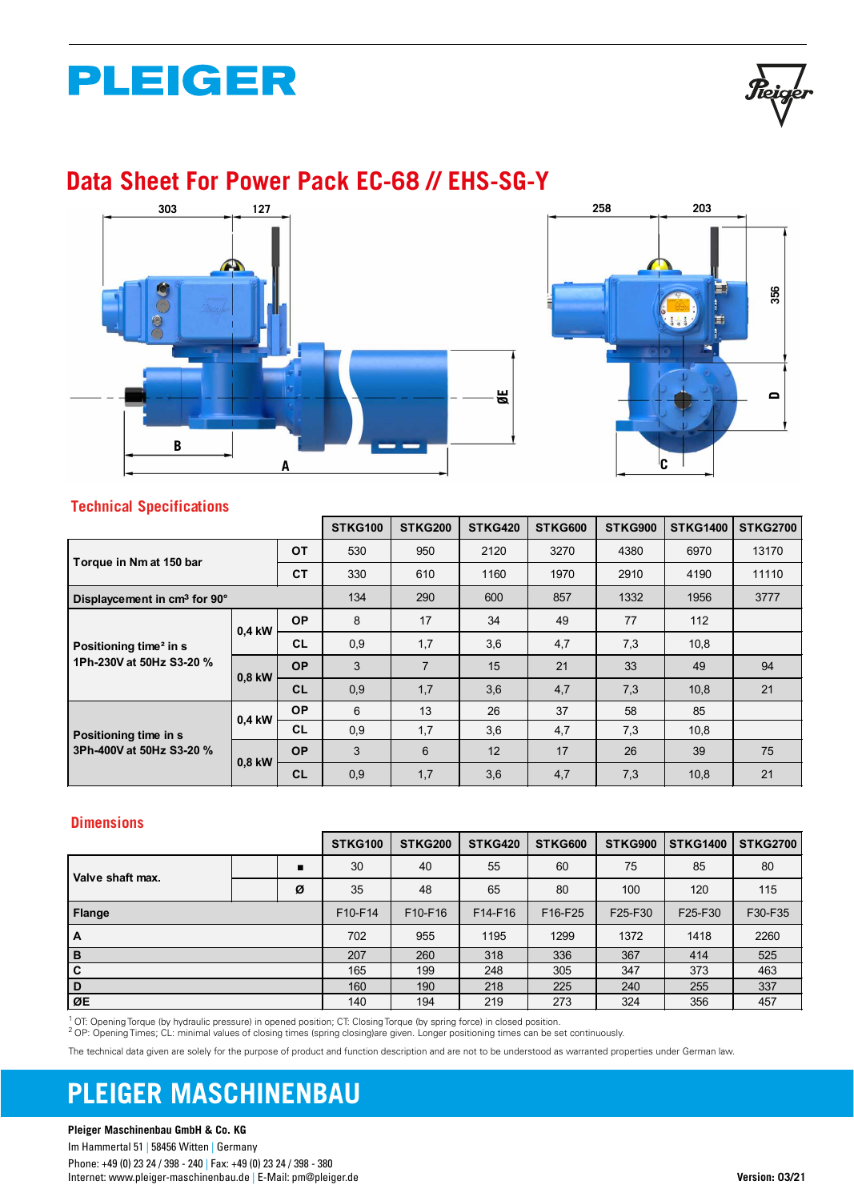# PLEIGER

## Data Sheet For Power Pack EC-68 // EHS-SG-Y

303
127
258
203
356
ØE
D
B
A
C

### Technical Specifications

| | | | STKG100 | STKG200 | STKG420 | STKG600 | STKG900 | STKG1400 | STKG2700 |
|---|---|---|---|---|---|---|---|---|---|
| **Torque in Nm at 150 bar** | | **OT** | 530 | 950 | 2120 | 3270 | 4380 | 6970 | 13170 |
| | | **CT** | 330 | 610 | 1160 | 1970 | 2910 | 4190 | 11110 |
| **Displacement in cm³ for 90°** | | | 134 | 290 | 600 | 857 | 1332 | 1956 | 3777 |
| **Positioning time² in s 1Ph-230V at 50Hz S3-20 %** | **0,4 kW** | **OP** | 8 | 17 | 34 | 49 | 77 | 112 | |
| | | **CL** | 0,9 | 1,7 | 3,6 | 4,7 | 7,3 | 10,8 | |
| | **0,8 kW** | **OP** | 3 | 7 | 15 | 21 | 33 | 49 | 94 |
| | | **CL** | 0,9 | 1,7 | 3,6 | 4,7 | 7,3 | 10,8 | 21 |
| **Positioning time in s 3Ph-400V at 50Hz S3-20 %** | **0,4 kW** | **OP** | 6 | 13 | 26 | 37 | 58 | 85 | |
| | | **CL** | 0,9 | 1,7 | 3,6 | 4,7 | 7,3 | 10,8 | |
| | **0,8 kW** | **OP** | 3 | 6 | 12 | 17 | 26 | 39 | 75 |
| | | **CL** | 0,9 | 1,7 | 3,6 | 4,7 | 7,3 | 10,8 | 21 |

### Dimensions

| | | | STKG100 | STKG200 | STKG420 | STKG600 | STKG900 | STKG1400 | STKG2700 |
|---|---|---|---|---|---|---|---|---|---|
| **Valve shaft max.** | | ■ | 30 | 40 | 55 | 60 | 75 | 85 | 80 |
| | | Ø | 35 | 48 | 65 | 80 | 100 | 120 | 115 |
| **Flange** | | | F10-F14 | F10-F16 | F14-F16 | F16-F25 | F25-F30 | F25-F30 | F30-F35 |
| **A** | | | 702 | 955 | 1195 | 1299 | 1372 | 1418 | 2260 |
| **B** | | | 207 | 260 | 318 | 336 | 367 | 414 | 525 |
| **C** | | | 165 | 199 | 248 | 305 | 347 | 373 | 463 |
| **D** | | | 160 | 190 | 218 | 225 | 240 | 255 | 337 |
| **ØE** | | | 140 | 194 | 219 | 273 | 324 | 356 | 457 |

[1] OT: Opening Torque (by hydraulic pressure) in opened position; CT: Closing Torque (by spring force) in closed position.
[2] OP: Opening Times; CL: minimal values of closing times (spring closing)are given. Longer positioning times can be set continuously.

The technical data given are solely for the purpose of product and function description and are not to be understood as warranted properties under German law.

## PLEIGER MASCHINENBAU

**Pleiger Maschinenbau GmbH & Co. KG**
Im Hammertal 51 | 58456 Witten | Germany
Phone: +49 (0) 23 24 / 398 - 240 | Fax: +49 (0) 23 24 / 398 - 380
Internet: www.pleiger-maschinenbau.de | E-Mail: pm@pleiger.de

**Version: 03/21**